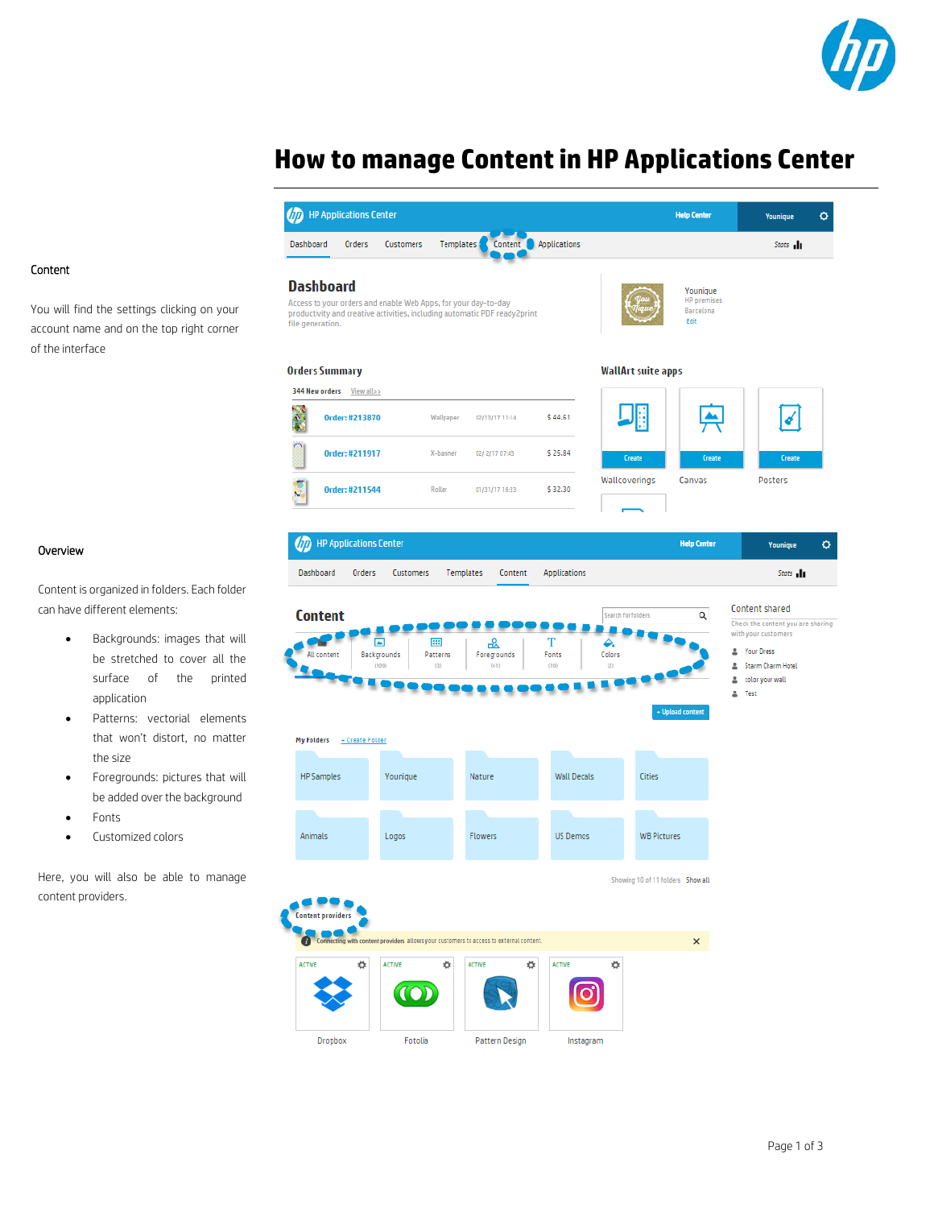# How to manage Content in HP Applications Center

## Content

You will find the settings clicking on your account name and on the top right corner of the interface

## Overview

Content is organized in folders. Each folder can have different elements:

- Backgrounds: images that will be stretched to cover all the surface of the printed application
- Patterns: vectorial elements that won't distort, no matter the size
- Foregrounds: pictures that will be added over the background
- Fonts
- Customized colors

Here, you will also be able to manage content providers.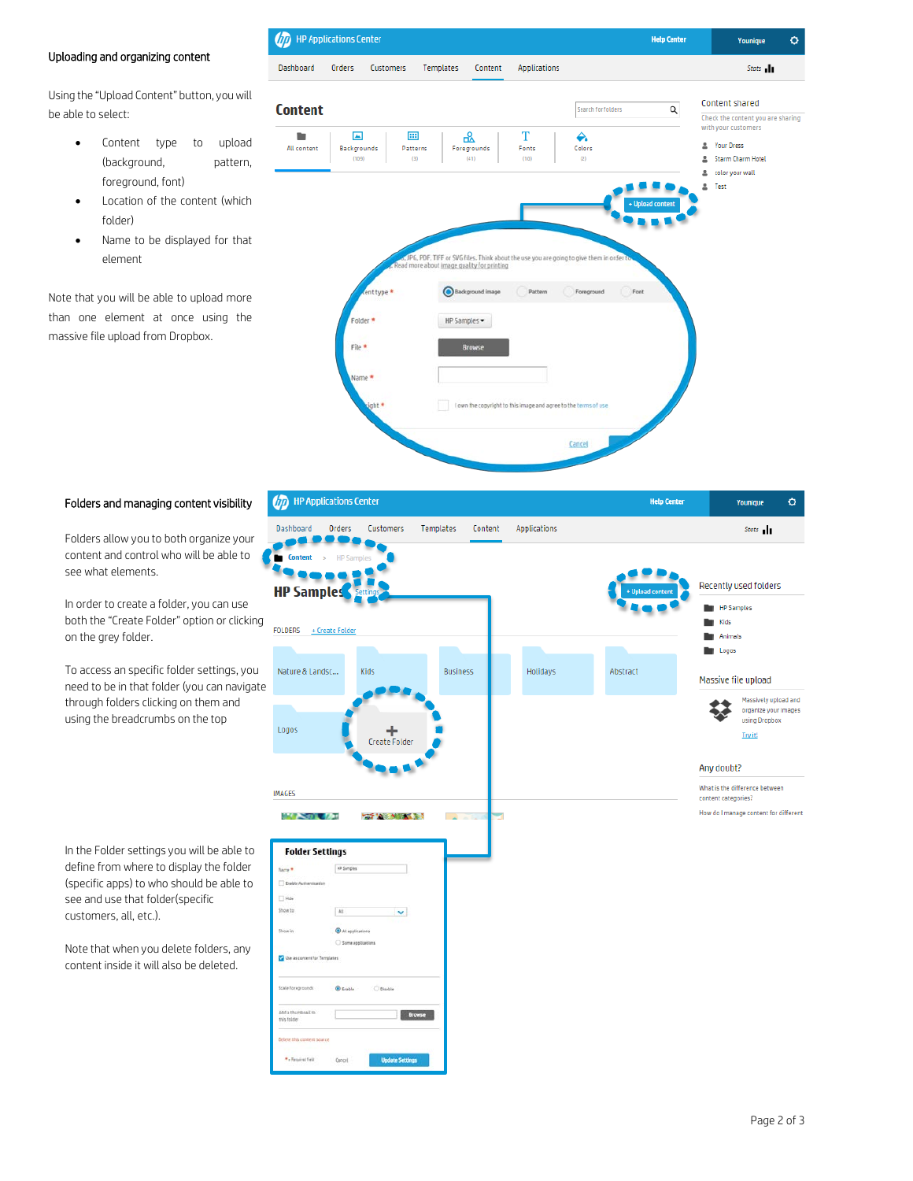## Uploading and organizing content

Using the "Upload Content" button, you will be able to select:

- Content type to upload (background, pattern, foreground, font)
- Location of the content (which folder)
- Name to be displayed for that element

Note that you will be able to upload more than one element at once using the massive file upload from Dropbox.

## Folders and managing content visibility

Folders allow you to both organize your content and control who will be able to see what elements.

In order to create a folder, you can use both the "Create Folder" option or clicking on the grey folder.

To access an specific folder settings, you need to be in that folder (you can navigate through folders clicking on them and using the breadcrumbs on the top

In the Folder settings you will be able to define from where to display the folder (specific apps) to who should be able to see and use that folder(specific customers, all, etc.).

Note that when you delete folders, any content inside it will also be deleted.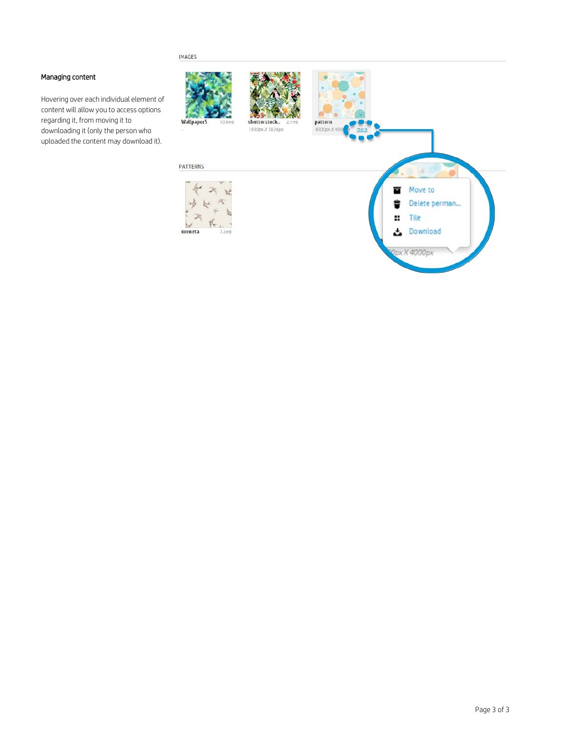## Managing content

Hovering over each individual element of content will allow you to access options regarding it, from moving it to downloading it (only the person who uploaded the content may download it).